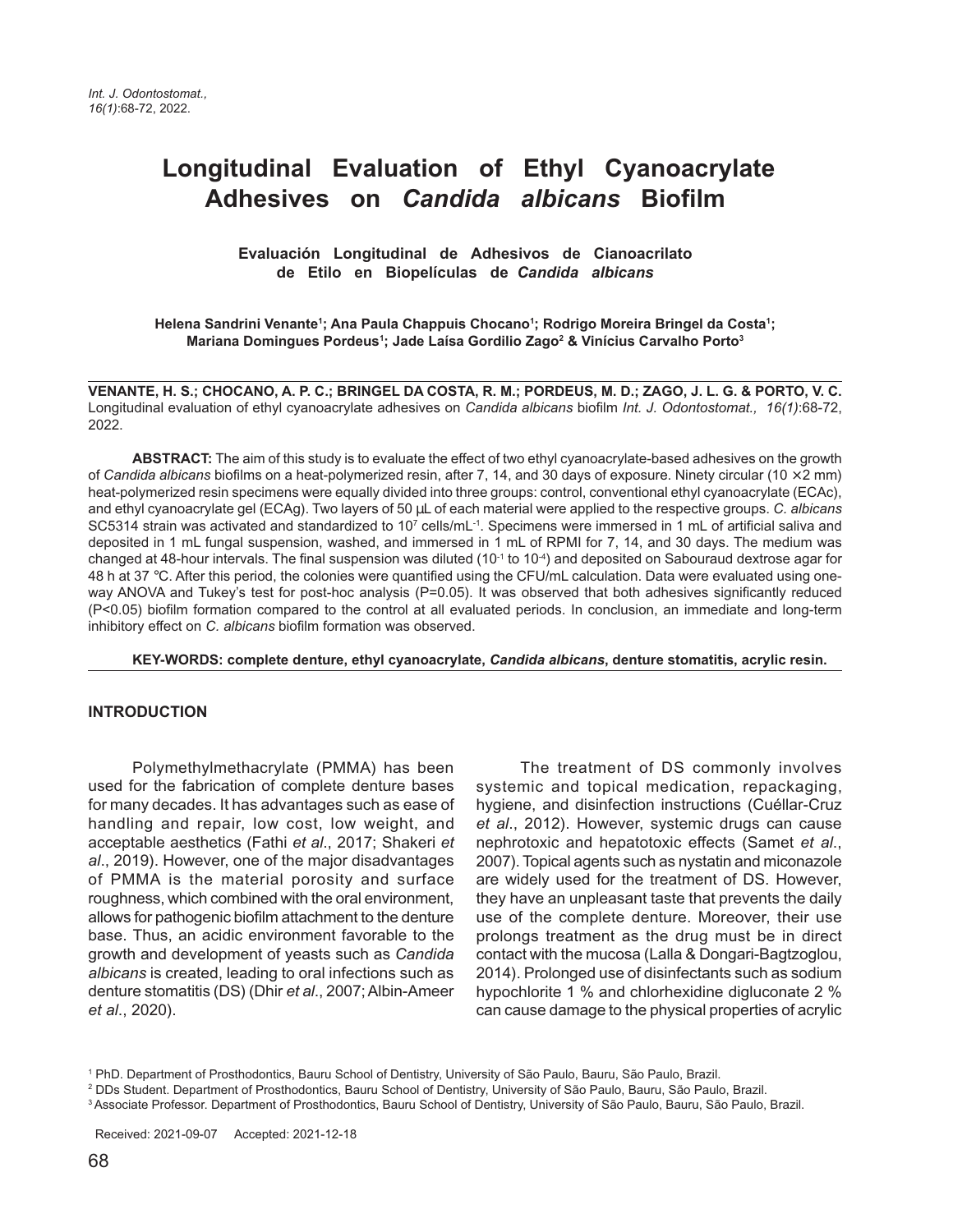# Longitudinal Evaluation of Ethyl Cyanoacrylate Adhesives on *Candida albicans* Biofilm

## Evaluación Longitudinal de Adhesivos de Cianoacrilato de Etilo en Biopelículas de *Candida albicans*

**Helena Sandrini Venante[1]; Ana Paula Chappuis Chocano[1]; Rodrigo Moreira Bringel da Costa[1]; Mariana Domingues Pordeus[1]; Jade Laísa Gordilio Zago[2] & Vinícius Carvalho Porto[3]**

**VENANTE, H. S.; CHOCANO, A. P. C.; BRINGEL DA COSTA, R. M.; PORDEUS, M. D.; ZAGO, J. L. G. & PORTO, V. C.** Longitudinal evaluation of ethyl cyanoacrylate adhesives on *Candida albicans* biofilm *Int. J. Odontostomat., 16(1)*:68-72, 2022.

**ABSTRACT:** The aim of this study is to evaluate the effect of two ethyl cyanoacrylate-based adhesives on the growth of *Candida albicans* biofilms on a heat-polymerized resin, after 7, 14, and 30 days of exposure. Ninety circular (10 ×2 mm) heat-polymerized resin specimens were equally divided into three groups: control, conventional ethyl cyanoacrylate (ECAc), and ethyl cyanoacrylate gel (ECAg). Two layers of 50 µL of each material were applied to the respective groups. *C. albicans* SC5314 strain was activated and standardized to $10^7$ cells/mL$^{-1}$. Specimens were immersed in 1 mL of artificial saliva and deposited in 1 mL fungal suspension, washed, and immersed in 1 mL of RPMI for 7, 14, and 30 days. The medium was changed at 48-hour intervals. The final suspension was diluted ($10^{-1}$ to $10^{-4}$) and deposited on Sabouraud dextrose agar for 48 h at 37 °C. After this period, the colonies were quantified using the CFU/mL calculation. Data were evaluated using one-way ANOVA and Tukey's test for post-hoc analysis (P=0.05). It was observed that both adhesives significantly reduced (P<0.05) biofilm formation compared to the control at all evaluated periods. In conclusion, an immediate and long-term inhibitory effect on *C. albicans* biofilm formation was observed.

**KEY-WORDS: complete denture, ethyl cyanoacrylate, *Candida albicans*, denture stomatitis, acrylic resin.**

## INTRODUCTION

Polymethylmethacrylate (PMMA) has been used for the fabrication of complete denture bases for many decades. It has advantages such as ease of handling and repair, low cost, low weight, and acceptable aesthetics (Fathi *et al*., 2017; Shakeri *et al*., 2019). However, one of the major disadvantages of PMMA is the material porosity and surface roughness, which combined with the oral environment, allows for pathogenic biofilm attachment to the denture base. Thus, an acidic environment favorable to the growth and development of yeasts such as *Candida albicans* is created, leading to oral infections such as denture stomatitis (DS) (Dhir *et al*., 2007; Albin-Ameer *et al*., 2020).

The treatment of DS commonly involves systemic and topical medication, repackaging, hygiene, and disinfection instructions (Cuéllar-Cruz *et al*., 2012). However, systemic drugs can cause nephrotoxic and hepatotoxic effects (Samet *et al*., 2007). Topical agents such as nystatin and miconazole are widely used for the treatment of DS. However, they have an unpleasant taste that prevents the daily use of the complete denture. Moreover, their use prolongs treatment as the drug must be in direct contact with the mucosa (Lalla & Dongari-Bagtzoglou, 2014). Prolonged use of disinfectants such as sodium hypochlorite 1 % and chlorhexidine digluconate 2 % can cause damage to the physical properties of acrylic

[1] PhD. Department of Prosthodontics, Bauru School of Dentistry, University of São Paulo, Bauru, São Paulo, Brazil.
[2] DDs Student. Department of Prosthodontics, Bauru School of Dentistry, University of São Paulo, Bauru, São Paulo, Brazil.
[3] Associate Professor. Department of Prosthodontics, Bauru School of Dentistry, University of São Paulo, Bauru, São Paulo, Brazil.

Received: 2021-09-07 Accepted: 2021-12-18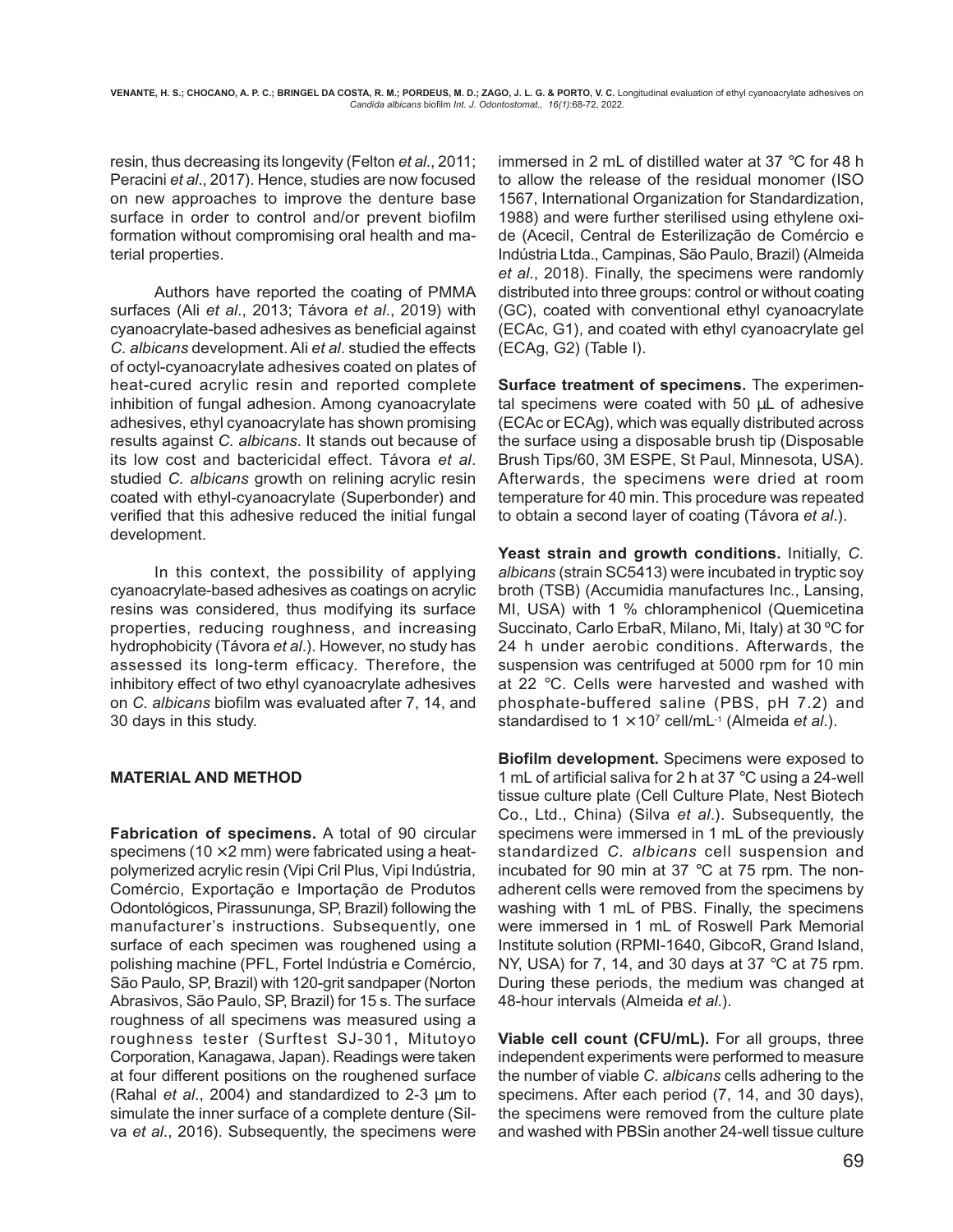resin, thus decreasing its longevity (Felton *et al*., 2011; Peracini *et al*., 2017). Hence, studies are now focused on new approaches to improve the denture base surface in order to control and/or prevent biofilm formation without compromising oral health and material properties.

Authors have reported the coating of PMMA surfaces (Ali *et al*., 2013; Távora *et al*., 2019) with cyanoacrylate-based adhesives as beneficial against *C. albicans* development. Ali *et al*. studied the effects of octyl-cyanoacrylate adhesives coated on plates of heat-cured acrylic resin and reported complete inhibition of fungal adhesion. Among cyanoacrylate adhesives, ethyl cyanoacrylate has shown promising results against *C. albicans*. It stands out because of its low cost and bactericidal effect. Távora *et al*. studied *C. albicans* growth on relining acrylic resin coated with ethyl-cyanoacrylate (Superbonder) and verified that this adhesive reduced the initial fungal development.

In this context, the possibility of applying cyanoacrylate-based adhesives as coatings on acrylic resins was considered, thus modifying its surface properties, reducing roughness, and increasing hydrophobicity (Távora *et al*.). However, no study has assessed its long-term efficacy. Therefore, the inhibitory effect of two ethyl cyanoacrylate adhesives on *C. albicans* biofilm was evaluated after 7, 14, and 30 days in this study.

## MATERIAL AND METHOD

**Fabrication of specimens.** A total of 90 circular specimens (10 ×2 mm) were fabricated using a heat-polymerized acrylic resin (Vipi Cril Plus, Vipi Indústria, Comércio, Exportação e Importação de Produtos Odontológicos, Pirassununga, SP, Brazil) following the manufacturer's instructions. Subsequently, one surface of each specimen was roughened using a polishing machine (PFL, Fortel Indústria e Comércio, São Paulo, SP, Brazil) with 120-grit sandpaper (Norton Abrasivos, São Paulo, SP, Brazil) for 15 s. The surface roughness of all specimens was measured using a roughness tester (Surftest SJ-301, Mitutoyo Corporation, Kanagawa, Japan). Readings were taken at four different positions on the roughened surface (Rahal *et al*., 2004) and standardized to 2-3 µm to simulate the inner surface of a complete denture (Silva *et al*., 2016). Subsequently, the specimens were immersed in 2 mL of distilled water at 37 °C for 48 h to allow the release of the residual monomer (ISO 1567, International Organization for Standardization, 1988) and were further sterilised using ethylene oxide (Acecil, Central de Esterilização de Comércio e Indústria Ltda., Campinas, São Paulo, Brazil) (Almeida *et al*., 2018). Finally, the specimens were randomly distributed into three groups: control or without coating (GC), coated with conventional ethyl cyanoacrylate (ECAc, G1), and coated with ethyl cyanoacrylate gel (ECAg, G2) (Table I).

**Surface treatment of specimens.** The experimental specimens were coated with 50 µL of adhesive (ECAc or ECAg), which was equally distributed across the surface using a disposable brush tip (Disposable Brush Tips/60, 3M ESPE, St Paul, Minnesota, USA). Afterwards, the specimens were dried at room temperature for 40 min. This procedure was repeated to obtain a second layer of coating (Távora *et al*.).

**Yeast strain and growth conditions.** Initially, *C. albicans* (strain SC5413) were incubated in tryptic soy broth (TSB) (Accumidia manufactures Inc., Lansing, MI, USA) with 1 % chloramphenicol (Quemicetina Succinato, Carlo ErbaR, Milano, Mi, Italy) at 30 ºC for 24 h under aerobic conditions. Afterwards, the suspension was centrifuged at 5000 rpm for 10 min at 22 °C. Cells were harvested and washed with phosphate-buffered saline (PBS, pH 7.2) and standardised to $1 \times 10^7$ cell/mL$^{-1}$ (Almeida *et al*.).

**Biofilm development.** Specimens were exposed to 1 mL of artificial saliva for 2 h at 37 °C using a 24-well tissue culture plate (Cell Culture Plate, Nest Biotech Co., Ltd., China) (Silva *et al*.). Subsequently, the specimens were immersed in 1 mL of the previously standardized *C. albicans* cell suspension and incubated for 90 min at 37 °C at 75 rpm. The non-adherent cells were removed from the specimens by washing with 1 mL of PBS. Finally, the specimens were immersed in 1 mL of Roswell Park Memorial Institute solution (RPMI-1640, GibcoR, Grand Island, NY, USA) for 7, 14, and 30 days at 37 °C at 75 rpm. During these periods, the medium was changed at 48-hour intervals (Almeida *et al*.).

**Viable cell count (CFU/mL).** For all groups, three independent experiments were performed to measure the number of viable *C. albicans* cells adhering to the specimens. After each period (7, 14, and 30 days), the specimens were removed from the culture plate and washed with PBSin another 24-well tissue culture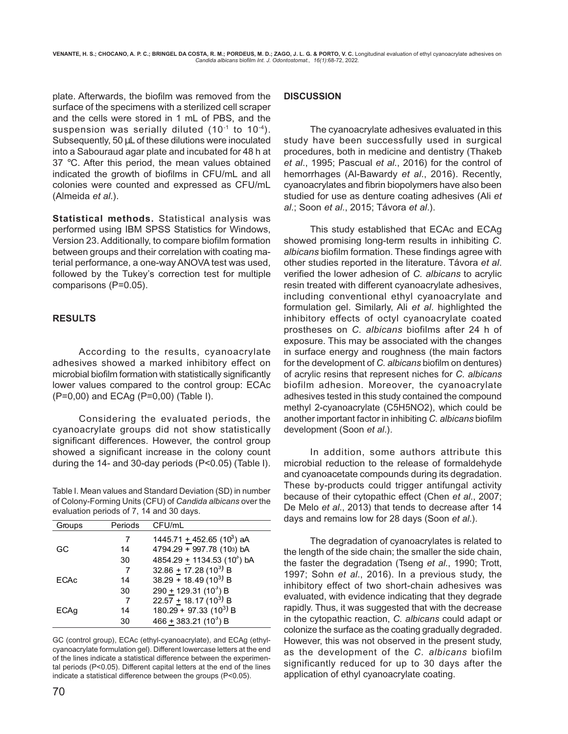plate. Afterwards, the biofilm was removed from the surface of the specimens with a sterilized cell scraper and the cells were stored in 1 mL of PBS, and the suspension was serially diluted ($10^{-1}$ to $10^{-4}$). Subsequently, 50 µL of these dilutions were inoculated into a Sabouraud agar plate and incubated for 48 h at 37 °C. After this period, the mean values obtained indicated the growth of biofilms in CFU/mL and all colonies were counted and expressed as CFU/mL (Almeida *et al*.).

**Statistical methods.** Statistical analysis was performed using IBM SPSS Statistics for Windows, Version 23. Additionally, to compare biofilm formation between groups and their correlation with coating material performance, a one-way ANOVA test was used, followed by the Tukey's correction test for multiple comparisons (P=0.05).

## RESULTS

According to the results, cyanoacrylate adhesives showed a marked inhibitory effect on microbial biofilm formation with statistically significantly lower values compared to the control group: ECAc (P=0,00) and ECAg (P=0,00) (Table I).

Considering the evaluated periods, the cyanoacrylate groups did not show statistically significant differences. However, the control group showed a significant increase in the colony count during the 14- and 30-day periods (P<0.05) (Table I).

Table I. Mean values and Standard Deviation (SD) in number of Colony-Forming Units (CFU) of *Candida albicans* over the evaluation periods of 7, 14 and 30 days.

| Groups | Periods | CFU/mL |
|---|---|---|
| GC | 7 | 1445.71 ± 452.65 ($10^3$) aA |
| | 14 | 4794.29 + 997.78 ($10^3$) bA |
| | 30 | 4854.29 ± 1134.53 ($10^3$) bA |
| ECAc | 7 | 32.86 ± 17.28 ($10^3$) B |
| | 14 | 38.29 + 18.49 ($10^3$) B |
| | 30 | 290 ± 129.31 ($10^3$) B |
| ECAg | 7 | 22.57 ± 18.17 ($10^3$) B |
| | 14 | 180.29 + 97.33 ($10^3$) B |
| | 30 | 466 ± 383.21 ($10^3$) B |

GC (control group), ECAc (ethyl-cyanoacrylate), and ECAg (ethyl-cyanoacrylate formulation gel). Different lowercase letters at the end of the lines indicate a statistical difference between the experimental periods (P<0.05). Different capital letters at the end of the lines indicate a statistical difference between the groups (P<0.05).

## DISCUSSION

The cyanoacrylate adhesives evaluated in this study have been successfully used in surgical procedures, both in medicine and dentistry (Thakeb *et al*., 1995; Pascual *et al*., 2016) for the control of hemorrhages (Al-Bawardy *et al*., 2016). Recently, cyanoacrylates and fibrin biopolymers have also been studied for use as denture coating adhesives (Ali *et al*.; Soon *et al*., 2015; Távora *et al*.).

This study established that ECAc and ECAg showed promising long-term results in inhibiting *C. albicans* biofilm formation. These findings agree with other studies reported in the literature. Távora *et al*. verified the lower adhesion of *C. albicans* to acrylic resin treated with different cyanoacrylate adhesives, including conventional ethyl cyanoacrylate and formulation gel. Similarly, Ali *et al*. highlighted the inhibitory effects of octyl cyanoacrylate coated prostheses on *C. albicans* biofilms after 24 h of exposure. This may be associated with the changes in surface energy and roughness (the main factors for the development of *C. albicans* biofilm on dentures) of acrylic resins that represent niches for *C. albicans* biofilm adhesion. Moreover, the cyanoacrylate adhesives tested in this study contained the compound methyl 2-cyanoacrylate ($C_5H_5NO_2$), which could be another important factor in inhibiting *C. albicans* biofilm development (Soon *et al*.).

In addition, some authors attribute this microbial reduction to the release of formaldehyde and cyanoacetate compounds during its degradation. These by-products could trigger antifungal activity because of their cytopathic effect (Chen *et al*., 2007; De Melo *et al*., 2013) that tends to decrease after 14 days and remains low for 28 days (Soon *et al*.).

The degradation of cyanoacrylates is related to the length of the side chain; the smaller the side chain, the faster the degradation (Tseng *et al*., 1990; Trott, 1997; Sohn *et al*., 2016). In a previous study, the inhibitory effect of two short-chain adhesives was evaluated, with evidence indicating that they degrade rapidly. Thus, it was suggested that with the decrease in the cytopathic reaction, *C. albicans* could adapt or colonize the surface as the coating gradually degraded. However, this was not observed in the present study, as the development of the *C. albicans* biofilm significantly reduced for up to 30 days after the application of ethyl cyanoacrylate coating.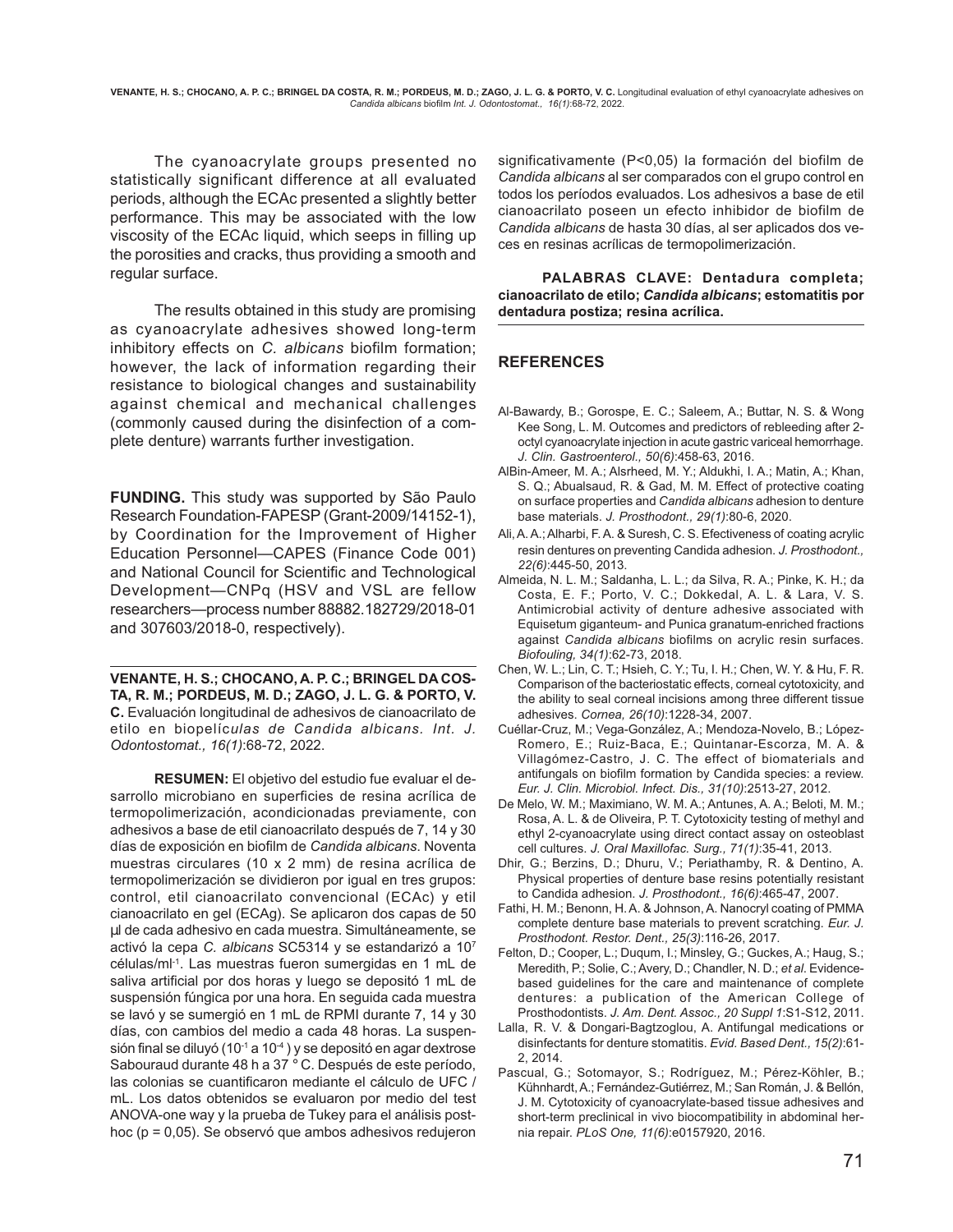The cyanoacrylate groups presented no statistically significant difference at all evaluated periods, although the ECAc presented a slightly better performance. This may be associated with the low viscosity of the ECAc liquid, which seeps in filling up the porosities and cracks, thus providing a smooth and regular surface.

The results obtained in this study are promising as cyanoacrylate adhesives showed long-term inhibitory effects on *C. albicans* biofilm formation; however, the lack of information regarding their resistance to biological changes and sustainability against chemical and mechanical challenges (commonly caused during the disinfection of a complete denture) warrants further investigation.

**FUNDING.** This study was supported by São Paulo Research Foundation-FAPESP (Grant-2009/14152-1), by Coordination for the Improvement of Higher Education Personnel—CAPES (Finance Code 001) and National Council for Scientific and Technological Development—CNPq (HSV and VSL are fellow researchers—process number 88882.182729/2018-01 and 307603/2018-0, respectively).

---

**VENANTE, H. S.; CHOCANO, A. P. C.; BRINGEL DA COSTA, R. M.; PORDEUS, M. D.; ZAGO, J. L. G. & PORTO, V. C.** Evaluación longitudinal de adhesivos de cianoacrilato de etilo en biopelí*culas de Candida albicans*. *Int. J. Odontostomat., 16(1)*:68-72, 2022.

**RESUMEN:** El objetivo del estudio fue evaluar el desarrollo microbiano en superficies de resina acrílica de termopolimerización, acondicionadas previamente, con adhesivos a base de etil cianoacrilato después de 7, 14 y 30 días de exposición en biofilm de *Candida albicans*. Noventa muestras circulares (10 x 2 mm) de resina acrílica de termopolimerización se dividieron por igual en tres grupos: control, etil cianoacrilato convencional (ECAc) y etil cianoacrilato en gel (ECAg). Se aplicaron dos capas de 50 µl de cada adhesivo en cada muestra. Simultáneamente, se activó la cepa *C. albicans* SC5314 y se estandarizó a $10^7$ células/ml$^{-1}$. Las muestras fueron sumergidas en 1 mL de saliva artificial por dos horas y luego se depositó 1 mL de suspensión fúngica por una hora. En seguida cada muestra se lavó y se sumergió en 1 mL de RPMI durante 7, 14 y 30 días, con cambios del medio a cada 48 horas. La suspensión final se diluyó ($10^{-1}$ a $10^{-4}$ ) y se depositó en agar dextrose Sabouraud durante 48 h a 37 ° C. Después de este período, las colonias se cuantificaron mediante el cálculo de UFC / mL. Los datos obtenidos se evaluaron por medio del test ANOVA-one way y la prueba de Tukey para el análisis post-hoc ($p = 0,05$). Se observó que ambos adhesivos redujeron significativamente ($P<0,05$) la formación del biofilm de *Candida albicans* al ser comparados con el grupo control en todos los períodos evaluados. Los adhesivos a base de etil cianoacrilato poseen un efecto inhibidor de biofilm de *Candida albicans* de hasta 30 días, al ser aplicados dos veces en resinas acrílicas de termopolimerización.

**PALABRAS CLAVE: Dentadura completa; cianoacrilato de etilo; *Candida albicans*; estomatitis por dentadura postiza; resina acrílica.**

---

## REFERENCES

Al-Bawardy, B.; Gorospe, E. C.; Saleem, A.; Buttar, N. S. & Wong Kee Song, L. M. Outcomes and predictors of rebleeding after 2-octyl cyanoacrylate injection in acute gastric variceal hemorrhage. *J. Clin. Gastroenterol., 50(6)*:458-63, 2016.

AlBin-Ameer, M. A.; Alsrheed, M. Y.; Aldukhi, I. A.; Matin, A.; Khan, S. Q.; Abualsaud, R. & Gad, M. M. Effect of protective coating on surface properties and *Candida albicans* adhesion to denture base materials. *J. Prosthodont., 29(1)*:80-6, 2020.

Ali, A. A.; Alharbi, F. A. & Suresh, C. S. Efectiveness of coating acrylic resin dentures on preventing Candida adhesion. *J. Prosthodont., 22(6)*:445-50, 2013.

Almeida, N. L. M.; Saldanha, L. L.; da Silva, R. A.; Pinke, K. H.; da Costa, E. F.; Porto, V. C.; Dokkedal, A. L. & Lara, V. S. Antimicrobial activity of denture adhesive associated with Equisetum giganteum- and Punica granatum-enriched fractions against *Candida albicans* biofilms on acrylic resin surfaces. *Biofouling, 34(1)*:62-73, 2018.

Chen, W. L.; Lin, C. T.; Hsieh, C. Y.; Tu, I. H.; Chen, W. Y. & Hu, F. R. Comparison of the bacteriostatic effects, corneal cytotoxicity, and the ability to seal corneal incisions among three different tissue adhesives. *Cornea, 26(10)*:1228-34, 2007.

Cuéllar-Cruz, M.; Vega-González, A.; Mendoza-Novelo, B.; López-Romero, E.; Ruiz-Baca, E.; Quintanar-Escorza, M. A. & Villagómez-Castro, J. C. The effect of biomaterials and antifungals on biofilm formation by Candida species: a review. *Eur. J. Clin. Microbiol. Infect. Dis., 31(10)*:2513-27, 2012.

De Melo, W. M.; Maximiano, W. M. A.; Antunes, A. A.; Beloti, M. M.; Rosa, A. L. & de Oliveira, P. T. Cytotoxicity testing of methyl and ethyl 2-cyanoacrylate using direct contact assay on osteoblast cell cultures. *J. Oral Maxillofac. Surg., 71(1)*:35-41, 2013.

Dhir, G.; Berzins, D.; Dhuru, V.; Periathamby, R. & Dentino, A. Physical properties of denture base resins potentially resistant to Candida adhesion. *J. Prosthodont., 16(6)*:465-47, 2007.

Fathi, H. M.; Benonn, H. A. & Johnson, A. Nanocryl coating of PMMA complete denture base materials to prevent scratching. *Eur. J. Prosthodont. Restor. Dent., 25(3)*:116-26, 2017.

Felton, D.; Cooper, L.; Duqum, I.; Minsley, G.; Guckes, A.; Haug, S.; Meredith, P.; Solie, C.; Avery, D.; Chandler, N. D.; *et al*. Evidence-based guidelines for the care and maintenance of complete dentures: a publication of the American College of Prosthodontists. *J. Am. Dent. Assoc., 20 Suppl 1*:S1-S12, 2011.

Lalla, R. V. & Dongari-Bagtzoglou, A. Antifungal medications or disinfectants for denture stomatitis. *Evid. Based Dent., 15(2)*:61-2, 2014.

Pascual, G.; Sotomayor, S.; Rodríguez, M.; Pérez-Köhler, B.; Kühnhardt, A.; Fernández-Gutiérrez, M.; San Román, J. & Bellón, J. M. Cytotoxicity of cyanoacrylate-based tissue adhesives and short-term preclinical in vivo biocompatibility in abdominal hernia repair. *PLoS One, 11(6)*:e0157920, 2016.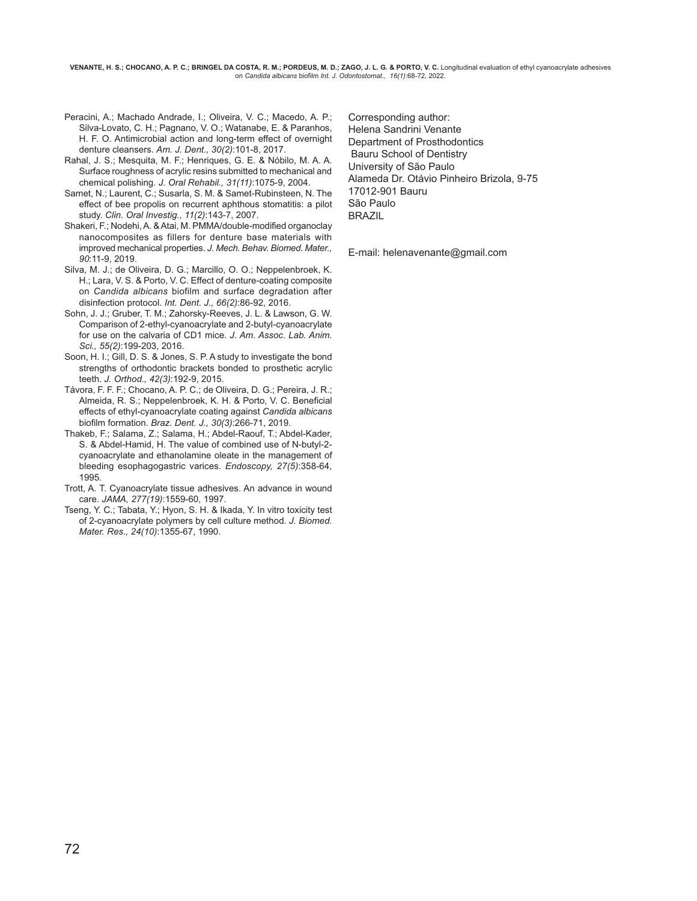Peracini, A.; Machado Andrade, I.; Oliveira, V. C.; Macedo, A. P.; Silva-Lovato, C. H.; Pagnano, V. O.; Watanabe, E. & Paranhos, H. F. O. Antimicrobial action and long-term effect of overnight denture cleansers. *Am. J. Dent., 30(2)*:101-8, 2017.

Rahal, J. S.; Mesquita, M. F.; Henriques, G. E. & Nóbilo, M. A. A. Surface roughness of acrylic resins submitted to mechanical and chemical polishing. *J. Oral Rehabil., 31(11)*:1075-9, 2004.

Samet, N.; Laurent, C.; Susarla, S. M. & Samet-Rubinsteen, N. The effect of bee propolis on recurrent aphthous stomatitis: a pilot study. *Clin. Oral Investig., 11(2)*:143-7, 2007.

Shakeri, F.; Nodehi, A. & Atai, M. PMMA/double-modified organoclay nanocomposites as fillers for denture base materials with improved mechanical properties. *J. Mech. Behav. Biomed. Mater., 90*:11-9, 2019.

Silva, M. J.; de Oliveira, D. G.; Marcillo, O. O.; Neppelenbroek, K. H.; Lara, V. S. & Porto, V. C. Effect of denture-coating composite on *Candida albicans* biofilm and surface degradation after disinfection protocol. *Int. Dent. J., 66(2)*:86-92, 2016.

Sohn, J. J.; Gruber, T. M.; Zahorsky-Reeves, J. L. & Lawson, G. W. Comparison of 2-ethyl-cyanoacrylate and 2-butyl-cyanoacrylate for use on the calvaria of CD1 mice. *J. Am. Assoc. Lab. Anim. Sci., 55(2)*:199-203, 2016.

Soon, H. I.; Gill, D. S. & Jones, S. P. A study to investigate the bond strengths of orthodontic brackets bonded to prosthetic acrylic teeth. *J. Orthod., 42(3)*:192-9, 2015.

Távora, F. F. F.; Chocano, A. P. C.; de Oliveira, D. G.; Pereira, J. R.; Almeida, R. S.; Neppelenbroek, K. H. & Porto, V. C. Beneficial effects of ethyl-cyanoacrylate coating against *Candida albicans* biofilm formation. *Braz. Dent. J., 30(3)*:266-71, 2019.

Thakeb, F.; Salama, Z.; Salama, H.; Abdel-Raouf, T.; Abdel-Kader, S. & Abdel-Hamid, H. The value of combined use of N-butyl-2-cyanoacrylate and ethanolamine oleate in the management of bleeding esophagogastric varices. *Endoscopy, 27(5)*:358-64, 1995.

Trott, A. T. Cyanoacrylate tissue adhesives. An advance in wound care. *JAMA, 277(19)*:1559-60, 1997.

Tseng, Y. C.; Tabata, Y.; Hyon, S. H. & Ikada, Y. In vitro toxicity test of 2-cyanoacrylate polymers by cell culture method. *J. Biomed. Mater. Res., 24(10)*:1355-67, 1990.

Corresponding author:
Helena Sandrini Venante
Department of Prosthodontics
Bauru School of Dentistry
University of São Paulo
Alameda Dr. Otávio Pinheiro Brizola, 9-75
17012-901 Bauru
São Paulo
BRAZIL

E-mail: helenavenante@gmail.com